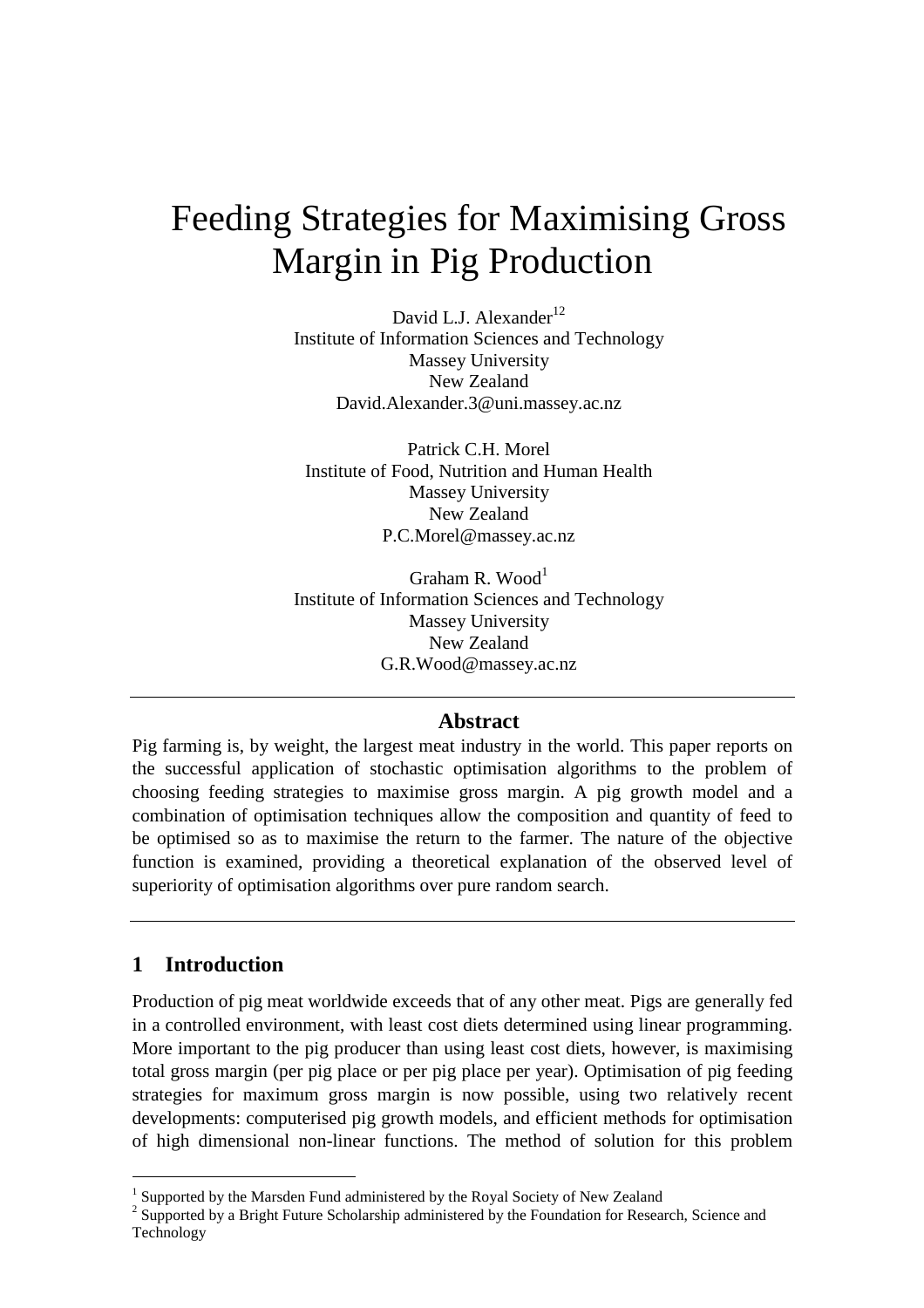# Feeding Strategies for Maximising Gross Margin in Pig Production

David L.J. Alexander[1,2]
Institute of Information Sciences and Technology
Massey University
New Zealand
David.Alexander.3@uni.massey.ac.nz

Patrick C.H. Morel
Institute of Food, Nutrition and Human Health
Massey University
New Zealand
P.C.Morel@massey.ac.nz

Graham R. Wood[1]
Institute of Information Sciences and Technology
Massey University
New Zealand
G.R.Wood@massey.ac.nz

---

**Abstract**

Pig farming is, by weight, the largest meat industry in the world. This paper reports on the successful application of stochastic optimisation algorithms to the problem of choosing feeding strategies to maximise gross margin. A pig growth model and a combination of optimisation techniques allow the composition and quantity of feed to be optimised so as to maximise the return to the farmer. The nature of the objective function is examined, providing a theoretical explanation of the observed level of superiority of optimisation algorithms over pure random search.

---

## 1 Introduction

Production of pig meat worldwide exceeds that of any other meat. Pigs are generally fed in a controlled environment, with least cost diets determined using linear programming. More important to the pig producer than using least cost diets, however, is maximising total gross margin (per pig place or per pig place per year). Optimisation of pig feeding strategies for maximum gross margin is now possible, using two relatively recent developments: computerised pig growth models, and efficient methods for optimisation of high dimensional non-linear functions. The method of solution for this problem

---

[1] Supported by the Marsden Fund administered by the Royal Society of New Zealand
[2] Supported by a Bright Future Scholarship administered by the Foundation for Research, Science and Technology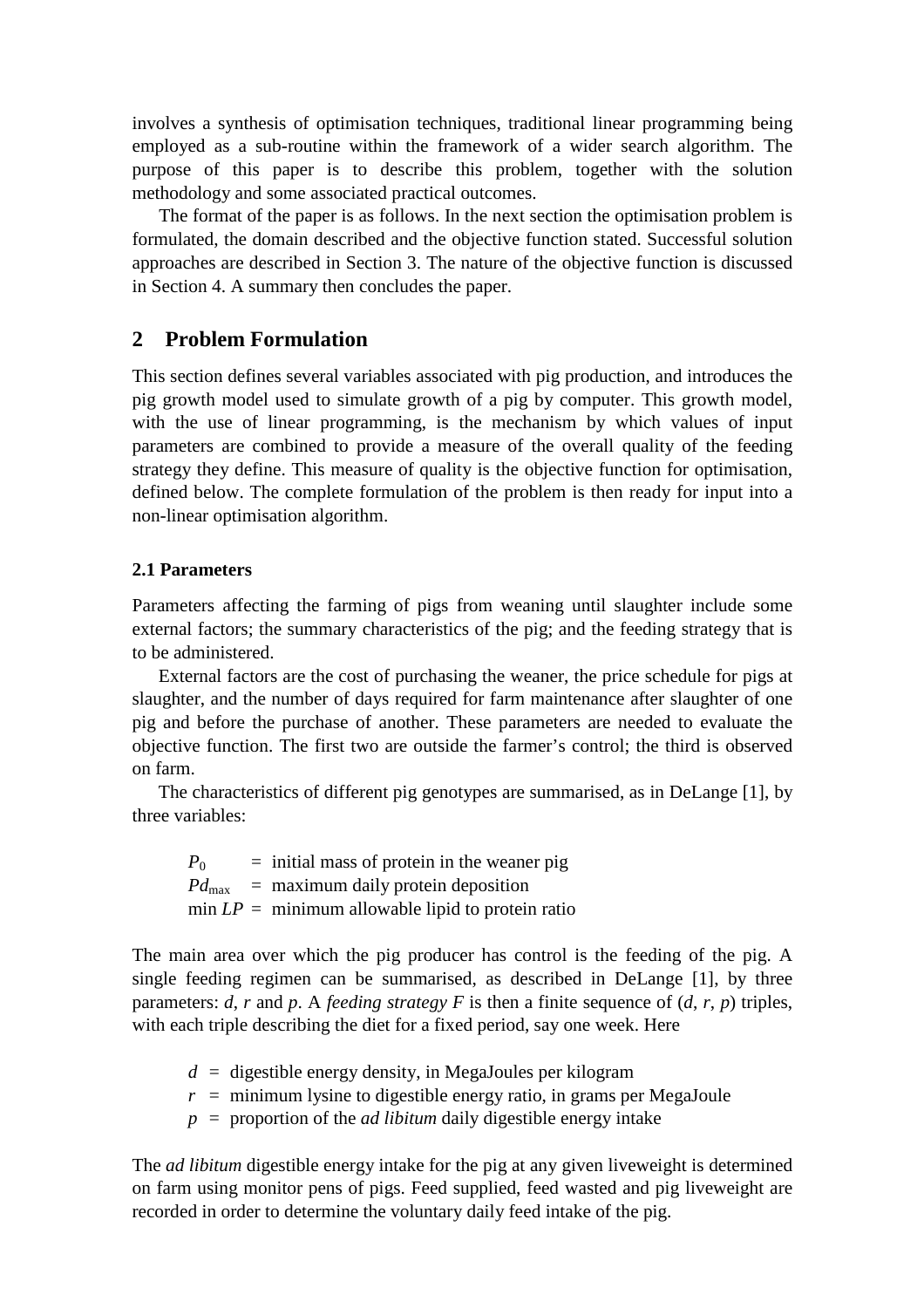involves a synthesis of optimisation techniques, traditional linear programming being employed as a sub-routine within the framework of a wider search algorithm. The purpose of this paper is to describe this problem, together with the solution methodology and some associated practical outcomes.

The format of the paper is as follows. In the next section the optimisation problem is formulated, the domain described and the objective function stated. Successful solution approaches are described in Section 3. The nature of the objective function is discussed in Section 4. A summary then concludes the paper.

## 2 Problem Formulation

This section defines several variables associated with pig production, and introduces the pig growth model used to simulate growth of a pig by computer. This growth model, with the use of linear programming, is the mechanism by which values of input parameters are combined to provide a measure of the overall quality of the feeding strategy they define. This measure of quality is the objective function for optimisation, defined below. The complete formulation of the problem is then ready for input into a non-linear optimisation algorithm.

### 2.1 Parameters

Parameters affecting the farming of pigs from weaning until slaughter include some external factors; the summary characteristics of the pig; and the feeding strategy that is to be administered.

External factors are the cost of purchasing the weaner, the price schedule for pigs at slaughter, and the number of days required for farm maintenance after slaughter of one pig and before the purchase of another. These parameters are needed to evaluate the objective function. The first two are outside the farmer's control; the third is observed on farm.

The characteristics of different pig genotypes are summarised, as in DeLange [1], by three variables:

$P_0$ = initial mass of protein in the weaner pig
$Pd_{\max}$ = maximum daily protein deposition
$\min LP$ = minimum allowable lipid to protein ratio

The main area over which the pig producer has control is the feeding of the pig. A single feeding regimen can be summarised, as described in DeLange [1], by three parameters: $d$, $r$ and $p$. A *feeding strategy* $F$ is then a finite sequence of ($d$, $r$, $p$) triples, with each triple describing the diet for a fixed period, say one week. Here

$d$ = digestible energy density, in MegaJoules per kilogram
$r$ = minimum lysine to digestible energy ratio, in grams per MegaJoule
$p$ = proportion of the *ad libitum* daily digestible energy intake

The *ad libitum* digestible energy intake for the pig at any given liveweight is determined on farm using monitor pens of pigs. Feed supplied, feed wasted and pig liveweight are recorded in order to determine the voluntary daily feed intake of the pig.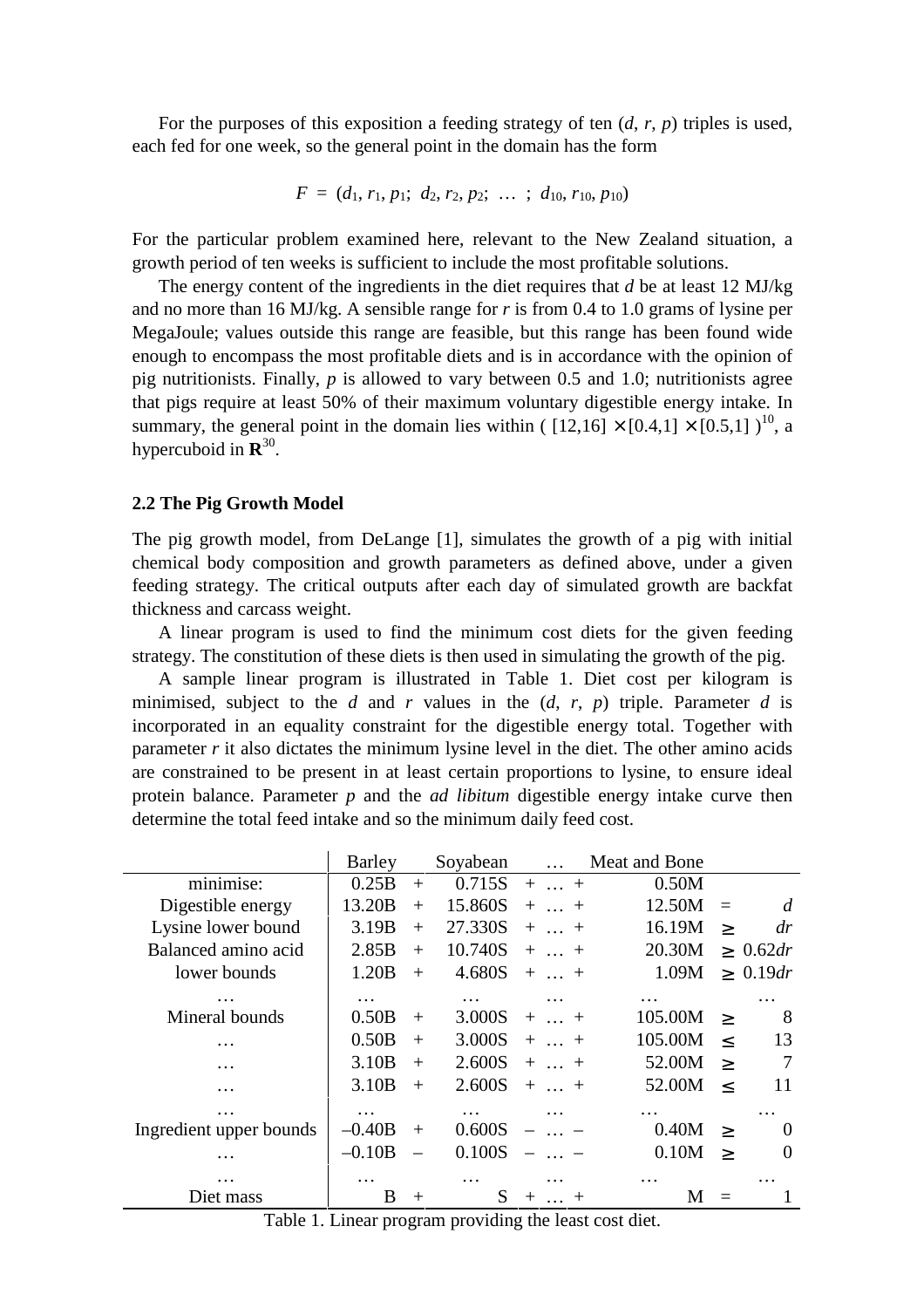For the purposes of this exposition a feeding strategy of ten ($d$, $r$, $p$) triples is used, each fed for one week, so the general point in the domain has the form

$$F = (d_1, r_1, p_1;\ d_2, r_2, p_2;\ \ldots\ ;\ d_{10}, r_{10}, p_{10})$$

For the particular problem examined here, relevant to the New Zealand situation, a growth period of ten weeks is sufficient to include the most profitable solutions.

The energy content of the ingredients in the diet requires that $d$ be at least 12 MJ/kg and no more than 16 MJ/kg. A sensible range for $r$ is from 0.4 to 1.0 grams of lysine per MegaJoule; values outside this range are feasible, but this range has been found wide enough to encompass the most profitable diets and is in accordance with the opinion of pig nutritionists. Finally, $p$ is allowed to vary between 0.5 and 1.0; nutritionists agree that pigs require at least 50% of their maximum voluntary digestible energy intake. In summary, the general point in the domain lies within $([12,16] \times [0.4,1] \times [0.5,1])^{10}$, a hypercuboid in $\mathbf{R}^{30}$.

### 2.2 The Pig Growth Model

The pig growth model, from DeLange [1], simulates the growth of a pig with initial chemical body composition and growth parameters as defined above, under a given feeding strategy. The critical outputs after each day of simulated growth are backfat thickness and carcass weight.

A linear program is used to find the minimum cost diets for the given feeding strategy. The constitution of these diets is then used in simulating the growth of the pig.

A sample linear program is illustrated in Table 1. Diet cost per kilogram is minimised, subject to the $d$ and $r$ values in the ($d$, $r$, $p$) triple. Parameter $d$ is incorporated in an equality constraint for the digestible energy total. Together with parameter $r$ it also dictates the minimum lysine level in the diet. The other amino acids are constrained to be present in at least certain proportions to lysine, to ensure ideal protein balance. Parameter $p$ and the *ad libitum* digestible energy intake curve then determine the total feed intake and so the minimum daily feed cost.

| | Barley | | Soyabean | | … | | Meat and Bone | | |
|---|---|---|---|---|---|---|---|---|---|
| minimise: | 0.25B | + | 0.715S | + | … | + | 0.50M | | |
| Digestible energy | 13.20B | + | 15.860S | + | … | + | 12.50M | = | $d$ |
| Lysine lower bound | 3.19B | + | 27.330S | + | … | + | 16.19M | ≥ | $dr$ |
| Balanced amino acid | 2.85B | + | 10.740S | + | … | + | 20.30M | ≥ | $0.62dr$ |
| lower bounds | 1.20B | + | 4.680S | + | … | + | 1.09M | ≥ | $0.19dr$ |
| … | … | | … | | … | | … | | … |
| Mineral bounds | 0.50B | + | 3.000S | + | … | + | 105.00M | ≥ | 8 |
| … | 0.50B | + | 3.000S | + | … | + | 105.00M | ≤ | 13 |
| … | 3.10B | + | 2.600S | + | … | + | 52.00M | ≥ | 7 |
| … | 3.10B | + | 2.600S | + | … | + | 52.00M | ≤ | 11 |
| … | … | | … | | … | | … | | … |
| Ingredient upper bounds | –0.40B | + | 0.600S | – | … | – | 0.40M | ≥ | 0 |
| … | –0.10B | – | 0.100S | – | … | – | 0.10M | ≥ | 0 |
| … | … | | … | | … | | … | | … |
| Diet mass | B | + | S | + | … | + | M | = | 1 |

Table 1. Linear program providing the least cost diet.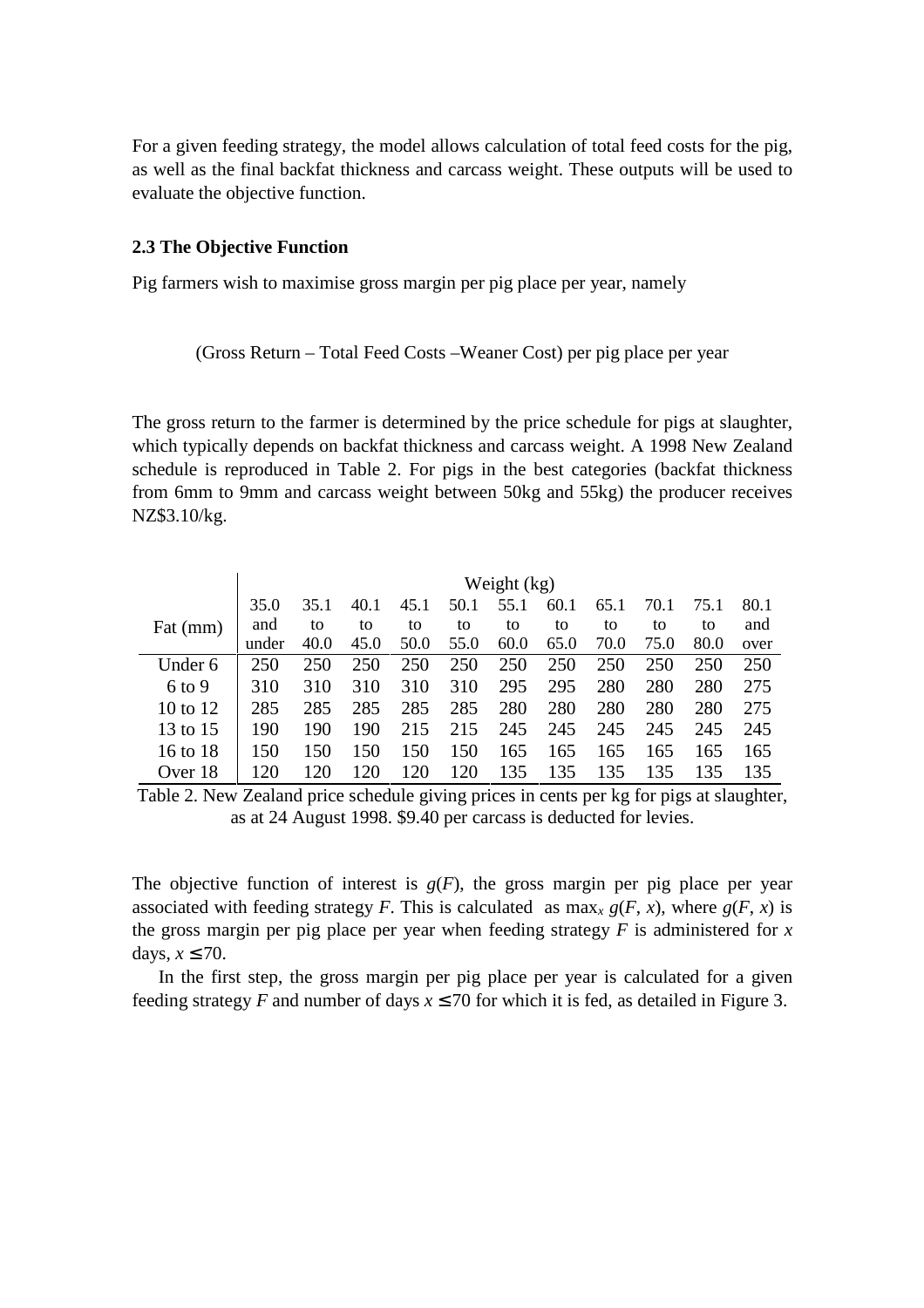For a given feeding strategy, the model allows calculation of total feed costs for the pig, as well as the final backfat thickness and carcass weight. These outputs will be used to evaluate the objective function.

### 2.3 The Objective Function

Pig farmers wish to maximise gross margin per pig place per year, namely

(Gross Return – Total Feed Costs –Weaner Cost) per pig place per year

The gross return to the farmer is determined by the price schedule for pigs at slaughter, which typically depends on backfat thickness and carcass weight. A 1998 New Zealand schedule is reproduced in Table 2. For pigs in the best categories (backfat thickness from 6mm to 9mm and carcass weight between 50kg and 55kg) the producer receives NZ$3.10/kg.

| | Weight (kg) | | | | | | | | | | |
|---|---|---|---|---|---|---|---|---|---|---|---|
| Fat (mm) | 35.0 and under | 35.1 to 40.0 | 40.1 to 45.0 | 45.1 to 50.0 | 50.1 to 55.0 | 55.1 to 60.0 | 60.1 to 65.0 | 65.1 to 70.0 | 70.1 to 75.0 | 75.1 to 80.0 | 80.1 and over |
| Under 6 | 250 | 250 | 250 | 250 | 250 | 250 | 250 | 250 | 250 | 250 | 250 |
| 6 to 9 | 310 | 310 | 310 | 310 | 310 | 295 | 295 | 280 | 280 | 280 | 275 |
| 10 to 12 | 285 | 285 | 285 | 285 | 285 | 280 | 280 | 280 | 280 | 280 | 275 |
| 13 to 15 | 190 | 190 | 190 | 215 | 215 | 245 | 245 | 245 | 245 | 245 | 245 |
| 16 to 18 | 150 | 150 | 150 | 150 | 150 | 165 | 165 | 165 | 165 | 165 | 165 |
| Over 18 | 120 | 120 | 120 | 120 | 120 | 135 | 135 | 135 | 135 | 135 | 135 |

Table 2. New Zealand price schedule giving prices in cents per kg for pigs at slaughter, as at 24 August 1998. $9.40 per carcass is deducted for levies.

The objective function of interest is $g(F)$, the gross margin per pig place per year associated with feeding strategy $F$. This is calculated as $\max_x g(F, x)$, where $g(F, x)$ is the gross margin per pig place per year when feeding strategy $F$ is administered for $x$ days, $x \leq 70$.

In the first step, the gross margin per pig place per year is calculated for a given feeding strategy $F$ and number of days $x \leq 70$ for which it is fed, as detailed in Figure 3.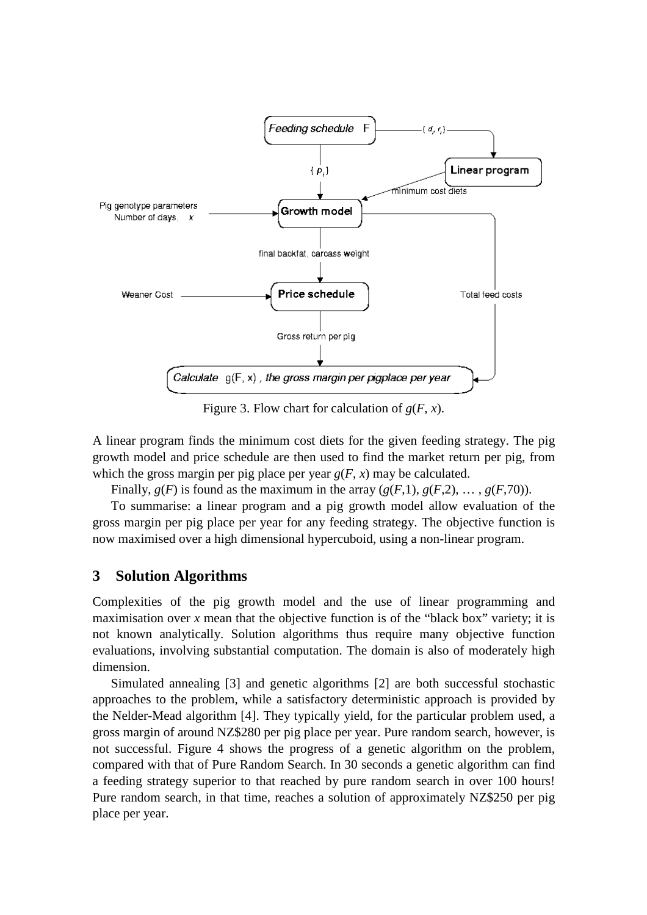Figure 3. Flow chart for calculation of $g(F, x)$.

A linear program finds the minimum cost diets for the given feeding strategy. The pig growth model and price schedule are then used to find the market return per pig, from which the gross margin per pig place per year $g(F, x)$ may be calculated.

Finally, $g(F)$ is found as the maximum in the array $(g(F,1), g(F,2), \ldots, g(F,70))$.

To summarise: a linear program and a pig growth model allow evaluation of the gross margin per pig place per year for any feeding strategy. The objective function is now maximised over a high dimensional hypercuboid, using a non-linear program.

## 3 Solution Algorithms

Complexities of the pig growth model and the use of linear programming and maximisation over $x$ mean that the objective function is of the "black box" variety; it is not known analytically. Solution algorithms thus require many objective function evaluations, involving substantial computation. The domain is also of moderately high dimension.

Simulated annealing [3] and genetic algorithms [2] are both successful stochastic approaches to the problem, while a satisfactory deterministic approach is provided by the Nelder-Mead algorithm [4]. They typically yield, for the particular problem used, a gross margin of around NZ$280 per pig place per year. Pure random search, however, is not successful. Figure 4 shows the progress of a genetic algorithm on the problem, compared with that of Pure Random Search. In 30 seconds a genetic algorithm can find a feeding strategy superior to that reached by pure random search in over 100 hours! Pure random search, in that time, reaches a solution of approximately NZ$250 per pig place per year.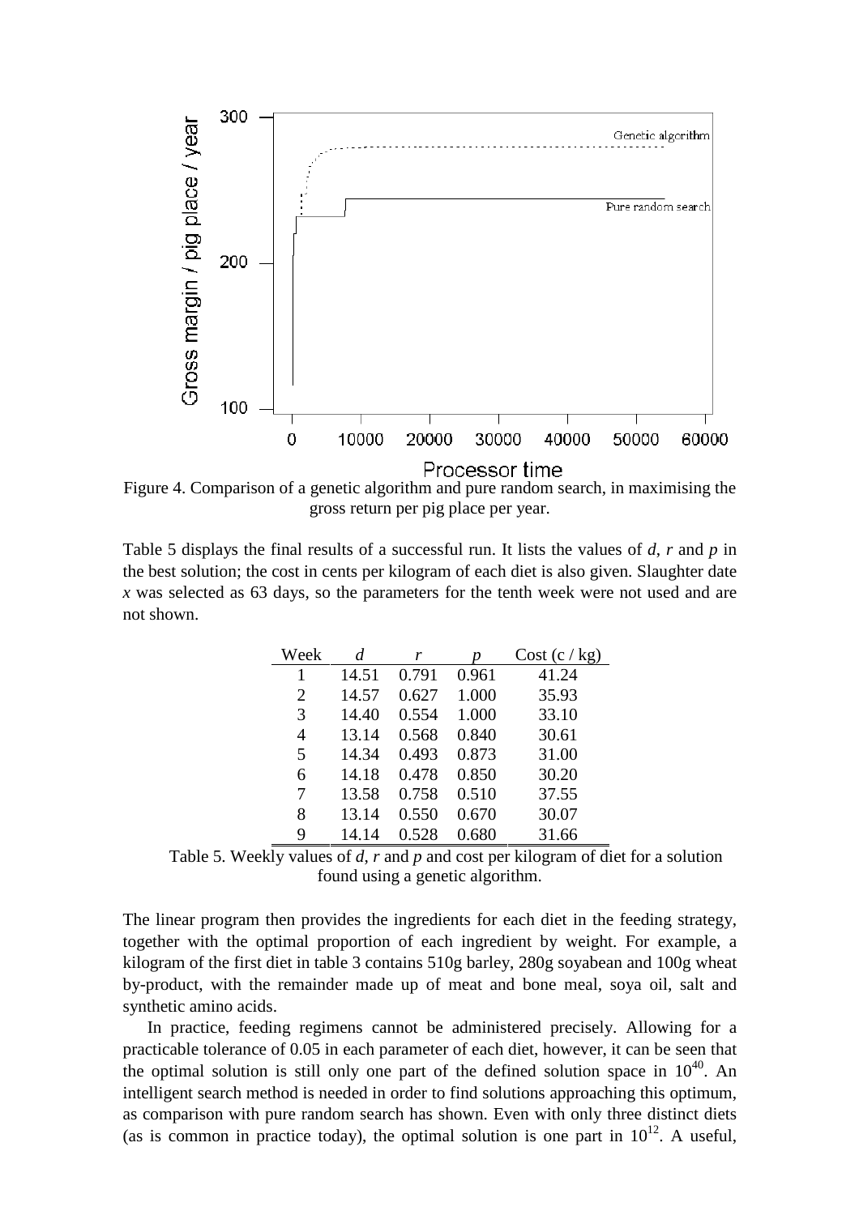Figure 4. Comparison of a genetic algorithm and pure random search, in maximising the gross return per pig place per year.

Table 5 displays the final results of a successful run. It lists the values of $d$, $r$ and $p$ in the best solution; the cost in cents per kilogram of each diet is also given. Slaughter date $x$ was selected as 63 days, so the parameters for the tenth week were not used and are not shown.

| Week | $d$ | $r$ | $p$ | Cost (c / kg) |
|---|---|---|---|---|
| 1 | 14.51 | 0.791 | 0.961 | 41.24 |
| 2 | 14.57 | 0.627 | 1.000 | 35.93 |
| 3 | 14.40 | 0.554 | 1.000 | 33.10 |
| 4 | 13.14 | 0.568 | 0.840 | 30.61 |
| 5 | 14.34 | 0.493 | 0.873 | 31.00 |
| 6 | 14.18 | 0.478 | 0.850 | 30.20 |
| 7 | 13.58 | 0.758 | 0.510 | 37.55 |
| 8 | 13.14 | 0.550 | 0.670 | 30.07 |
| 9 | 14.14 | 0.528 | 0.680 | 31.66 |

Table 5. Weekly values of $d$, $r$ and $p$ and cost per kilogram of diet for a solution found using a genetic algorithm.

The linear program then provides the ingredients for each diet in the feeding strategy, together with the optimal proportion of each ingredient by weight. For example, a kilogram of the first diet in table 3 contains 510g barley, 280g soyabean and 100g wheat by-product, with the remainder made up of meat and bone meal, soya oil, salt and synthetic amino acids.

In practice, feeding regimens cannot be administered precisely. Allowing for a practicable tolerance of 0.05 in each parameter of each diet, however, it can be seen that the optimal solution is still only one part of the defined solution space in $10^{40}$. An intelligent search method is needed in order to find solutions approaching this optimum, as comparison with pure random search has shown. Even with only three distinct diets (as is common in practice today), the optimal solution is one part in $10^{12}$. A useful,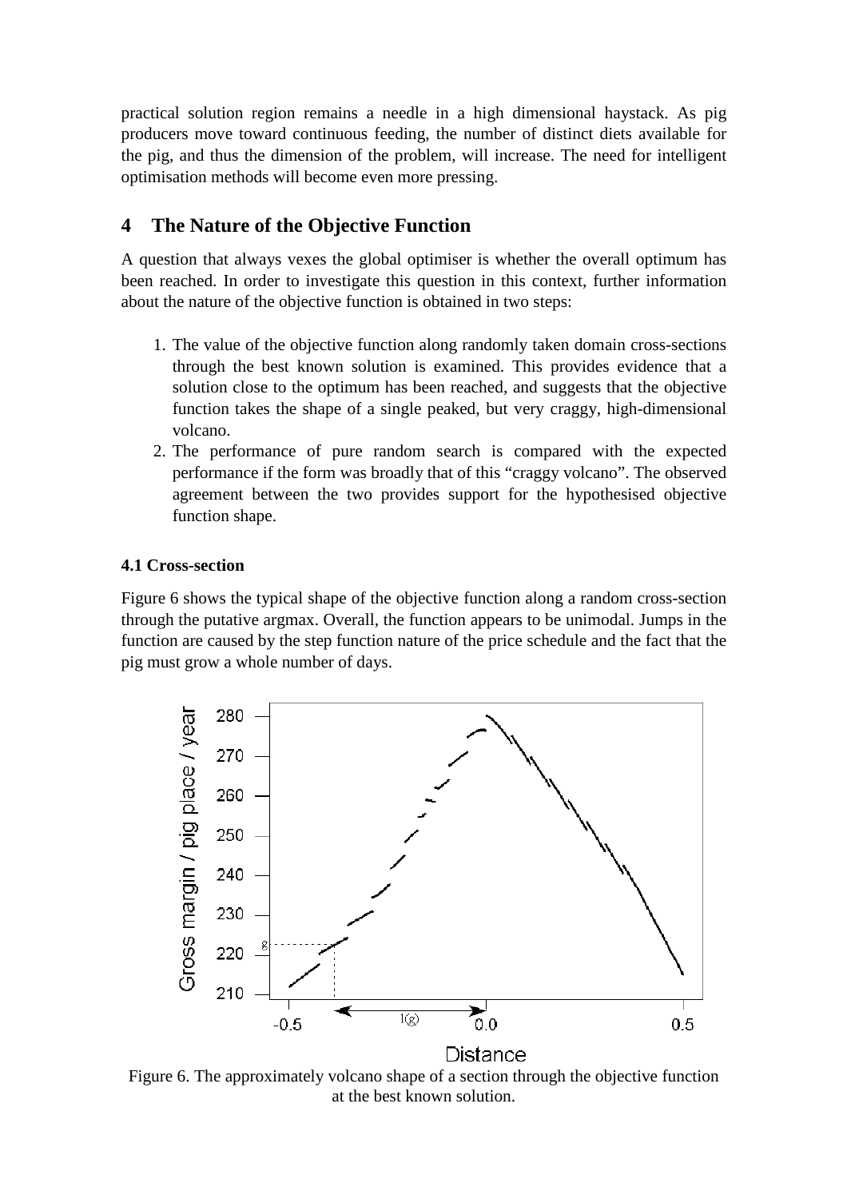practical solution region remains a needle in a high dimensional haystack. As pig producers move toward continuous feeding, the number of distinct diets available for the pig, and thus the dimension of the problem, will increase. The need for intelligent optimisation methods will become even more pressing.

## 4 The Nature of the Objective Function

A question that always vexes the global optimiser is whether the overall optimum has been reached. In order to investigate this question in this context, further information about the nature of the objective function is obtained in two steps:

1. The value of the objective function along randomly taken domain cross-sections through the best known solution is examined. This provides evidence that a solution close to the optimum has been reached, and suggests that the objective function takes the shape of a single peaked, but very craggy, high-dimensional volcano.
2. The performance of pure random search is compared with the expected performance if the form was broadly that of this "craggy volcano". The observed agreement between the two provides support for the hypothesised objective function shape.

### 4.1 Cross-section

Figure 6 shows the typical shape of the objective function along a random cross-section through the putative argmax. Overall, the function appears to be unimodal. Jumps in the function are caused by the step function nature of the price schedule and the fact that the pig must grow a whole number of days.

Figure 6. The approximately volcano shape of a section through the objective function at the best known solution.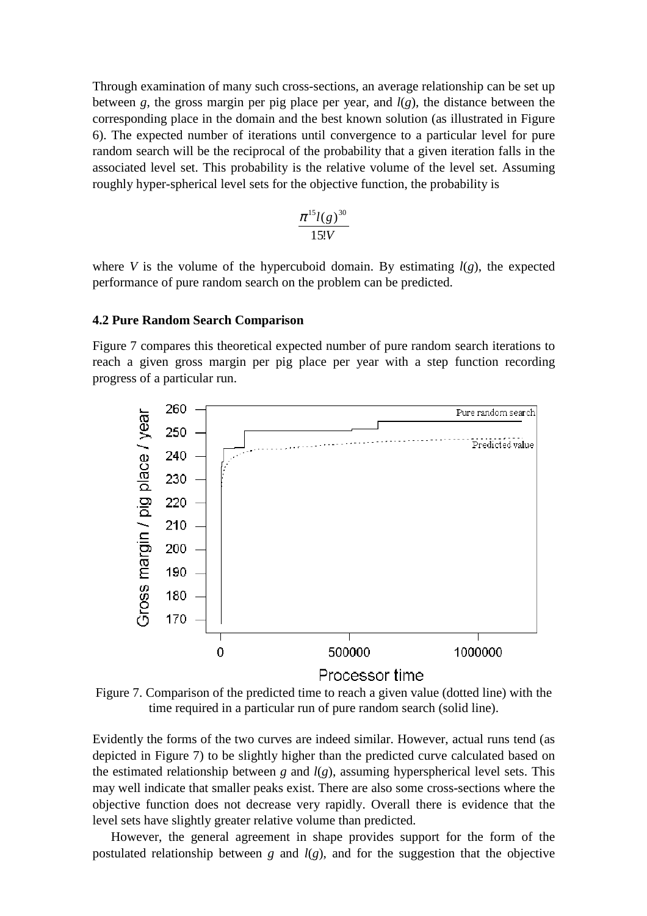Through examination of many such cross-sections, an average relationship can be set up between $g$, the gross margin per pig place per year, and $l(g)$, the distance between the corresponding place in the domain and the best known solution (as illustrated in Figure 6). The expected number of iterations until convergence to a particular level for pure random search will be the reciprocal of the probability that a given iteration falls in the associated level set. This probability is the relative volume of the level set. Assuming roughly hyper-spherical level sets for the objective function, the probability is

$$\frac{\pi^{15} l(g)^{30}}{15! V}$$

where $V$ is the volume of the hypercuboid domain. By estimating $l(g)$, the expected performance of pure random search on the problem can be predicted.

### 4.2 Pure Random Search Comparison

Figure 7 compares this theoretical expected number of pure random search iterations to reach a given gross margin per pig place per year with a step function recording progress of a particular run.

Figure 7. Comparison of the predicted time to reach a given value (dotted line) with the time required in a particular run of pure random search (solid line).

Evidently the forms of the two curves are indeed similar. However, actual runs tend (as depicted in Figure 7) to be slightly higher than the predicted curve calculated based on the estimated relationship between $g$ and $l(g)$, assuming hyperspherical level sets. This may well indicate that smaller peaks exist. There are also some cross-sections where the objective function does not decrease very rapidly. Overall there is evidence that the level sets have slightly greater relative volume than predicted.

However, the general agreement in shape provides support for the form of the postulated relationship between $g$ and $l(g)$, and for the suggestion that the objective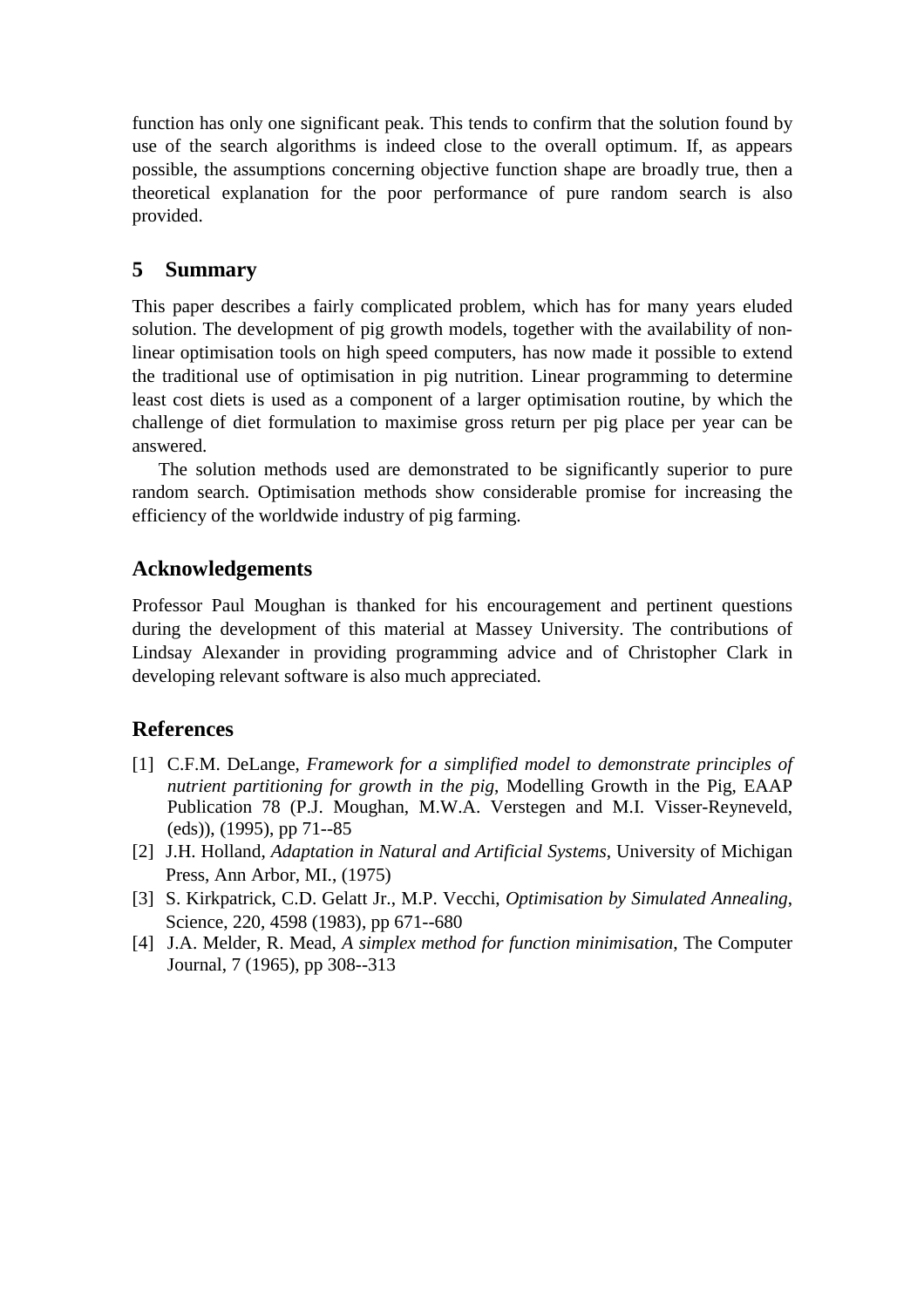function has only one significant peak. This tends to confirm that the solution found by use of the search algorithms is indeed close to the overall optimum. If, as appears possible, the assumptions concerning objective function shape are broadly true, then a theoretical explanation for the poor performance of pure random search is also provided.

## 5 Summary

This paper describes a fairly complicated problem, which has for many years eluded solution. The development of pig growth models, together with the availability of non-linear optimisation tools on high speed computers, has now made it possible to extend the traditional use of optimisation in pig nutrition. Linear programming to determine least cost diets is used as a component of a larger optimisation routine, by which the challenge of diet formulation to maximise gross return per pig place per year can be answered.

The solution methods used are demonstrated to be significantly superior to pure random search. Optimisation methods show considerable promise for increasing the efficiency of the worldwide industry of pig farming.

## Acknowledgements

Professor Paul Moughan is thanked for his encouragement and pertinent questions during the development of this material at Massey University. The contributions of Lindsay Alexander in providing programming advice and of Christopher Clark in developing relevant software is also much appreciated.

## References

[1] C.F.M. DeLange, *Framework for a simplified model to demonstrate principles of nutrient partitioning for growth in the pig*, Modelling Growth in the Pig, EAAP Publication 78 (P.J. Moughan, M.W.A. Verstegen and M.I. Visser-Reyneveld, (eds)), (1995), pp 71--85

[2] J.H. Holland, *Adaptation in Natural and Artificial Systems*, University of Michigan Press, Ann Arbor, MI., (1975)

[3] S. Kirkpatrick, C.D. Gelatt Jr., M.P. Vecchi, *Optimisation by Simulated Annealing*, Science, 220, 4598 (1983), pp 671--680

[4] J.A. Melder, R. Mead, *A simplex method for function minimisation*, The Computer Journal, 7 (1965), pp 308--313